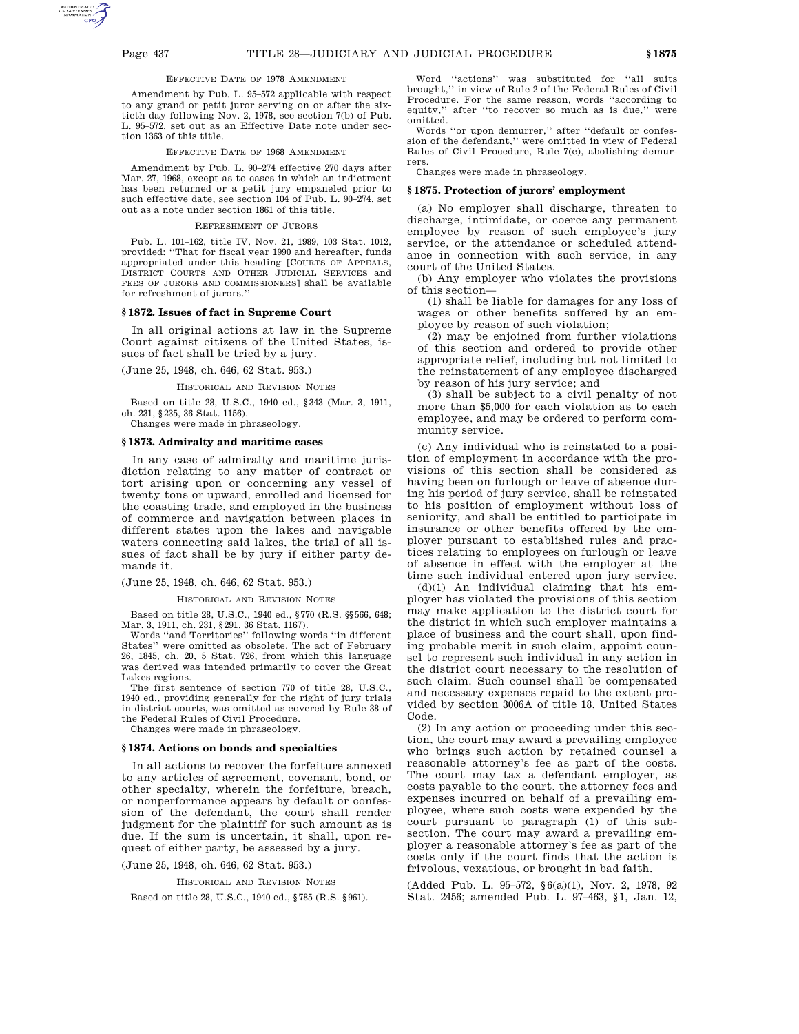EFFECTIVE DATE OF 1978 AMENDMENT

Amendment by Pub. L. 95–572 applicable with respect to any grand or petit juror serving on or after the sixtieth day following Nov. 2, 1978, see section 7(b) of Pub. L. 95–572, set out as an Effective Date note under section 1363 of this title.

EFFECTIVE DATE OF 1968 AMENDMENT

Amendment by Pub. L. 90–274 effective 270 days after Mar. 27, 1968, except as to cases in which an indictment has been returned or a petit jury empaneled prior to such effective date, see section 104 of Pub. L. 90–274, set out as a note under section 1861 of this title.

REFRESHMENT OF JURORS

Pub. L. 101–162, title IV, Nov. 21, 1989, 103 Stat. 1012, provided: ''That for fiscal year 1990 and hereafter, funds appropriated under this heading [COURTS OF APPEALS, DISTRICT COURTS AND OTHER JUDICIAL SERVICES and FEES OF JURORS AND COMMISSIONERS] shall be available for refreshment of jurors.''

## § 1872. Issues of fact in Supreme Court

In all original actions at law in the Supreme Court against citizens of the United States, issues of fact shall be tried by a jury.

(June 25, 1948, ch. 646, 62 Stat. 953.)

HISTORICAL AND REVISION NOTES

Based on title 28, U.S.C., 1940 ed., § 343 (Mar. 3, 1911, ch. 231, § 235, 36 Stat. 1156).

Changes were made in phraseology.

## § 1873. Admiralty and maritime cases

In any case of admiralty and maritime jurisdiction relating to any matter of contract or tort arising upon or concerning any vessel of twenty tons or upward, enrolled and licensed for the coasting trade, and employed in the business of commerce and navigation between places in different states upon the lakes and navigable waters connecting said lakes, the trial of all issues of fact shall be by jury if either party demands it.

(June 25, 1948, ch. 646, 62 Stat. 953.)

HISTORICAL AND REVISION NOTES

Based on title 28, U.S.C., 1940 ed., § 770 (R.S. §§ 566, 648; Mar. 3, 1911, ch. 231, § 291, 36 Stat. 1167).

Words ''and Territories'' following words ''in different States'' were omitted as obsolete. The act of February 26, 1845, ch. 20, 5 Stat. 726, from which this language was derived was intended primarily to cover the Great Lakes regions.

The first sentence of section 770 of title 28, U.S.C., 1940 ed., providing generally for the right of jury trials in district courts, was omitted as covered by Rule 38 of the Federal Rules of Civil Procedure.

Changes were made in phraseology.

## § 1874. Actions on bonds and specialties

In all actions to recover the forfeiture annexed to any articles of agreement, covenant, bond, or other specialty, wherein the forfeiture, breach, or nonperformance appears by default or confession of the defendant, the court shall render judgment for the plaintiff for such amount as is due. If the sum is uncertain, it shall, upon request of either party, be assessed by a jury.

(June 25, 1948, ch. 646, 62 Stat. 953.)

HISTORICAL AND REVISION NOTES

Based on title 28, U.S.C., 1940 ed., § 785 (R.S. § 961).

Word ''actions'' was substituted for ''all suits brought,'' in view of Rule 2 of the Federal Rules of Civil Procedure. For the same reason, words ''according to equity,'' after ''to recover so much as is due,'' were omitted.

Words ''or upon demurrer,'' after ''default or confession of the defendant,'' were omitted in view of Federal Rules of Civil Procedure, Rule 7(c), abolishing demurrers.

Changes were made in phraseology.

## § 1875. Protection of jurors' employment

(a) No employer shall discharge, threaten to discharge, intimidate, or coerce any permanent employee by reason of such employee's jury service, or the attendance or scheduled attendance in connection with such service, in any court of the United States.

(b) Any employer who violates the provisions of this section—

(1) shall be liable for damages for any loss of wages or other benefits suffered by an employee by reason of such violation;

(2) may be enjoined from further violations of this section and ordered to provide other appropriate relief, including but not limited to the reinstatement of any employee discharged by reason of his jury service; and

(3) shall be subject to a civil penalty of not more than $5,000 for each violation as to each employee, and may be ordered to perform community service.

(c) Any individual who is reinstated to a position of employment in accordance with the provisions of this section shall be considered as having been on furlough or leave of absence during his period of jury service, shall be reinstated to his position of employment without loss of seniority, and shall be entitled to participate in insurance or other benefits offered by the employer pursuant to established rules and practices relating to employees on furlough or leave of absence in effect with the employer at the time such individual entered upon jury service.

(d)(1) An individual claiming that his employer has violated the provisions of this section may make application to the district court for the district in which such employer maintains a place of business and the court shall, upon finding probable merit in such claim, appoint counsel to represent such individual in any action in the district court necessary to the resolution of such claim. Such counsel shall be compensated and necessary expenses repaid to the extent provided by section 3006A of title 18, United States Code.

(2) In any action or proceeding under this section, the court may award a prevailing employee who brings such action by retained counsel a reasonable attorney's fee as part of the costs. The court may tax a defendant employer, as costs payable to the court, the attorney fees and expenses incurred on behalf of a prevailing employee, where such costs were expended by the court pursuant to paragraph (1) of this subsection. The court may award a prevailing employer a reasonable attorney's fee as part of the costs only if the court finds that the action is frivolous, vexatious, or brought in bad faith.

(Added Pub. L. 95–572, § 6(a)(1), Nov. 2, 1978, 92 Stat. 2456; amended Pub. L. 97–463, § 1, Jan. 12,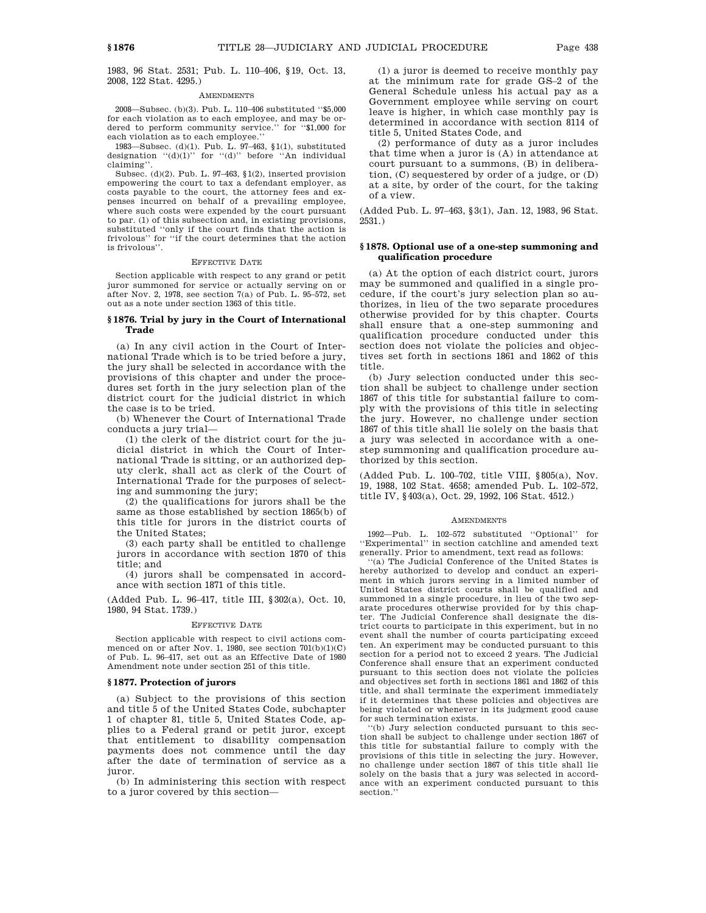1983, 96 Stat. 2531; Pub. L. 110–406, §19, Oct. 13, 2008, 122 Stat. 4295.)

AMENDMENTS

2008—Subsec. (b)(3). Pub. L. 110–406 substituted ''$5,000 for each violation as to each employee, and may be ordered to perform community service.'' for ''$1,000 for each violation as to each employee.''

1983—Subsec. (d)(1). Pub. L. 97–463, §1(1), substituted designation ''(d)(1)'' for ''(d)'' before ''An individual claiming''.

Subsec. (d)(2). Pub. L. 97–463, §1(2), inserted provision empowering the court to tax a defendant employer, as costs payable to the court, the attorney fees and expenses incurred on behalf of a prevailing employee, where such costs were expended by the court pursuant to par. (1) of this subsection and, in existing provisions, substituted ''only if the court finds that the action is frivolous'' for ''if the court determines that the action is frivolous''.

EFFECTIVE DATE

Section applicable with respect to any grand or petit juror summoned for service or actually serving on or after Nov. 2, 1978, see section 7(a) of Pub. L. 95–572, set out as a note under section 1363 of this title.

### §1876. Trial by jury in the Court of International Trade

(a) In any civil action in the Court of International Trade which is to be tried before a jury, the jury shall be selected in accordance with the provisions of this chapter and under the procedures set forth in the jury selection plan of the district court for the judicial district in which the case is to be tried.

(b) Whenever the Court of International Trade conducts a jury trial—

(1) the clerk of the district court for the judicial district in which the Court of International Trade is sitting, or an authorized deputy clerk, shall act as clerk of the Court of International Trade for the purposes of selecting and summoning the jury;

(2) the qualifications for jurors shall be the same as those established by section 1865(b) of this title for jurors in the district courts of the United States;

(3) each party shall be entitled to challenge jurors in accordance with section 1870 of this title; and

(4) jurors shall be compensated in accordance with section 1871 of this title.

(Added Pub. L. 96–417, title III, §302(a), Oct. 10, 1980, 94 Stat. 1739.)

EFFECTIVE DATE

Section applicable with respect to civil actions commenced on or after Nov. 1, 1980, see section 701(b)(1)(C) of Pub. L. 96–417, set out as an Effective Date of 1980 Amendment note under section 251 of this title.

### §1877. Protection of jurors

(a) Subject to the provisions of this section and title 5 of the United States Code, subchapter 1 of chapter 81, title 5, United States Code, applies to a Federal grand or petit juror, except that entitlement to disability compensation payments does not commence until the day after the date of termination of service as a juror.

(b) In administering this section with respect to a juror covered by this section—

(1) a juror is deemed to receive monthly pay at the minimum rate for grade GS–2 of the General Schedule unless his actual pay as a Government employee while serving on court leave is higher, in which case monthly pay is determined in accordance with section 8114 of title 5, United States Code, and

(2) performance of duty as a juror includes that time when a juror is (A) in attendance at court pursuant to a summons, (B) in deliberation, (C) sequestered by order of a judge, or (D) at a site, by order of the court, for the taking of a view.

(Added Pub. L. 97–463, §3(1), Jan. 12, 1983, 96 Stat. 2531.)

### §1878. Optional use of a one-step summoning and qualification procedure

(a) At the option of each district court, jurors may be summoned and qualified in a single procedure, if the court's jury selection plan so authorizes, in lieu of the two separate procedures otherwise provided for by this chapter. Courts shall ensure that a one-step summoning and qualification procedure conducted under this section does not violate the policies and objectives set forth in sections 1861 and 1862 of this title.

(b) Jury selection conducted under this section shall be subject to challenge under section 1867 of this title for substantial failure to comply with the provisions of this title in selecting the jury. However, no challenge under section 1867 of this title shall lie solely on the basis that a jury was selected in accordance with a one-step summoning and qualification procedure authorized by this section.

(Added Pub. L. 100–702, title VIII, §805(a), Nov. 19, 1988, 102 Stat. 4658; amended Pub. L. 102–572, title IV, §403(a), Oct. 29, 1992, 106 Stat. 4512.)

AMENDMENTS

1992—Pub. L. 102–572 substituted ''Optional'' for ''Experimental'' in section catchline and amended text generally. Prior to amendment, text read as follows:

''(a) The Judicial Conference of the United States is hereby authorized to develop and conduct an experiment in which jurors serving in a limited number of United States district courts shall be qualified and summoned in a single procedure, in lieu of the two separate procedures otherwise provided for by this chapter. The Judicial Conference shall designate the district courts to participate in this experiment, but in no event shall the number of courts participating exceed ten. An experiment may be conducted pursuant to this section for a period not to exceed 2 years. The Judicial Conference shall ensure that an experiment conducted pursuant to this section does not violate the policies and objectives set forth in sections 1861 and 1862 of this title, and shall terminate the experiment immediately if it determines that these policies and objectives are being violated or whenever in its judgment good cause for such termination exists.

''(b) Jury selection conducted pursuant to this section shall be subject to challenge under section 1867 of this title for substantial failure to comply with the provisions of this title in selecting the jury. However, no challenge under section 1867 of this title shall lie solely on the basis that a jury was selected in accordance with an experiment conducted pursuant to this section.''